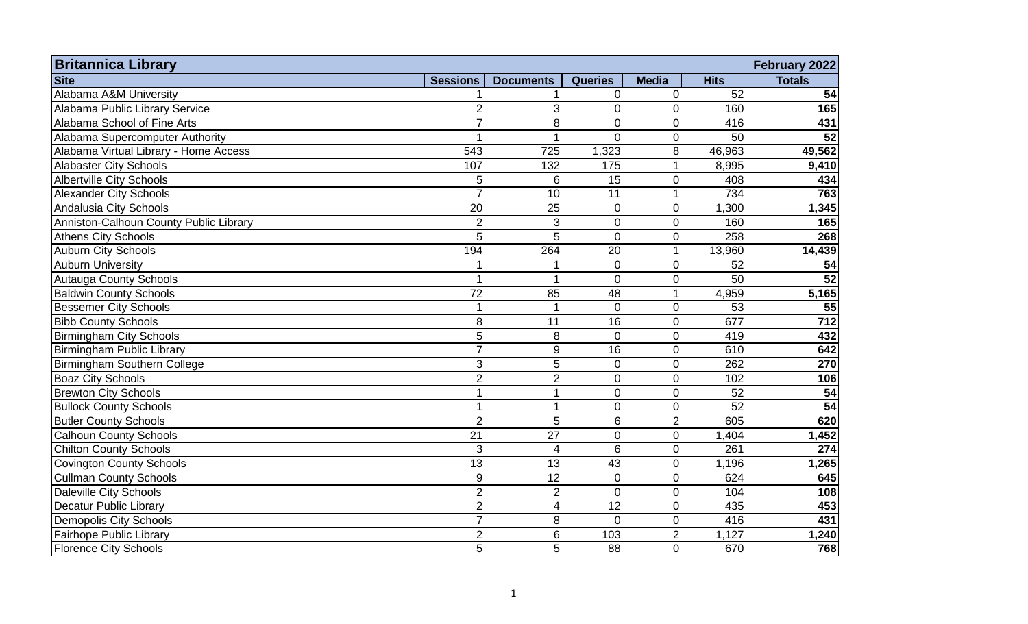| Britannica Library | | | | | | February 2022 |
|---|---|---|---|---|---|---|
| **Site** | **Sessions** | **Documents** | **Queries** | **Media** | **Hits** | **Totals** |
| Alabama A&M University | 1 | 1 | 0 | 0 | 52 | **54** |
| Alabama Public Library Service | 2 | 3 | 0 | 0 | 160 | **165** |
| Alabama School of Fine Arts | 7 | 8 | 0 | 0 | 416 | **431** |
| Alabama Supercomputer Authority | 1 | 1 | 0 | 0 | 50 | **52** |
| Alabama Virtual Library - Home Access | 543 | 725 | 1,323 | 8 | 46,963 | **49,562** |
| Alabaster City Schools | 107 | 132 | 175 | 1 | 8,995 | **9,410** |
| Albertville City Schools | 5 | 6 | 15 | 0 | 408 | **434** |
| Alexander City Schools | 7 | 10 | 11 | 1 | 734 | **763** |
| Andalusia City Schools | 20 | 25 | 0 | 0 | 1,300 | **1,345** |
| Anniston-Calhoun County Public Library | 2 | 3 | 0 | 0 | 160 | **165** |
| Athens City Schools | 5 | 5 | 0 | 0 | 258 | **268** |
| Auburn City Schools | 194 | 264 | 20 | 1 | 13,960 | **14,439** |
| Auburn University | 1 | 1 | 0 | 0 | 52 | **54** |
| Autauga County Schools | 1 | 1 | 0 | 0 | 50 | **52** |
| Baldwin County Schools | 72 | 85 | 48 | 1 | 4,959 | **5,165** |
| Bessemer City Schools | 1 | 1 | 0 | 0 | 53 | **55** |
| Bibb County Schools | 8 | 11 | 16 | 0 | 677 | **712** |
| Birmingham City Schools | 5 | 8 | 0 | 0 | 419 | **432** |
| Birmingham Public Library | 7 | 9 | 16 | 0 | 610 | **642** |
| Birmingham Southern College | 3 | 5 | 0 | 0 | 262 | **270** |
| Boaz City Schools | 2 | 2 | 0 | 0 | 102 | **106** |
| Brewton City Schools | 1 | 1 | 0 | 0 | 52 | **54** |
| Bullock County Schools | 1 | 1 | 0 | 0 | 52 | **54** |
| Butler County Schools | 2 | 5 | 6 | 2 | 605 | **620** |
| Calhoun County Schools | 21 | 27 | 0 | 0 | 1,404 | **1,452** |
| Chilton County Schools | 3 | 4 | 6 | 0 | 261 | **274** |
| Covington County Schools | 13 | 13 | 43 | 0 | 1,196 | **1,265** |
| Cullman County Schools | 9 | 12 | 0 | 0 | 624 | **645** |
| Daleville City Schools | 2 | 2 | 0 | 0 | 104 | **108** |
| Decatur Public Library | 2 | 4 | 12 | 0 | 435 | **453** |
| Demopolis City Schools | 7 | 8 | 0 | 0 | 416 | **431** |
| Fairhope Public Library | 2 | 6 | 103 | 2 | 1,127 | **1,240** |
| Florence City Schools | 5 | 5 | 88 | 0 | 670 | **768** |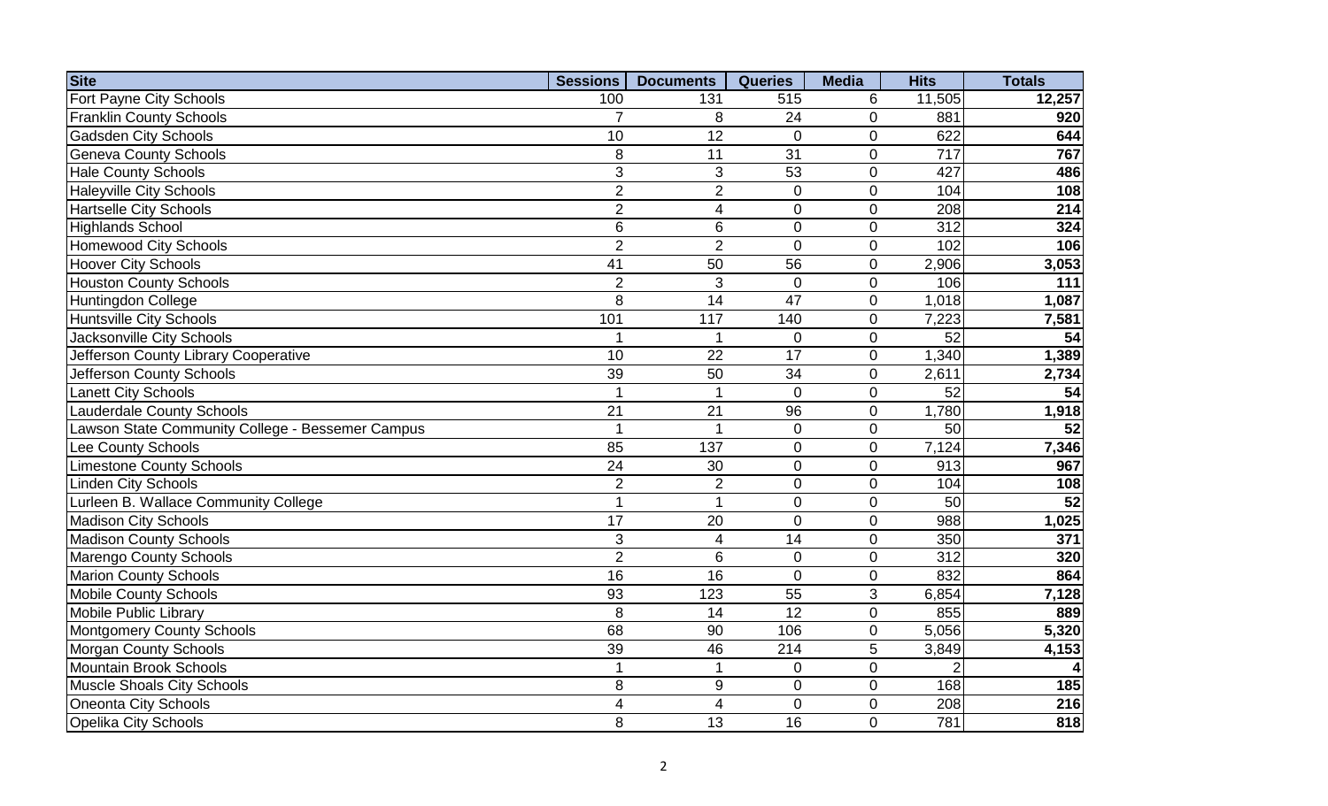| Site | Sessions | Documents | Queries | Media | Hits | Totals |
|---|---|---|---|---|---|---|
| Fort Payne City Schools | 100 | 131 | 515 | 6 | 11,505 | **12,257** |
| Franklin County Schools | 7 | 8 | 24 | 0 | 881 | **920** |
| Gadsden City Schools | 10 | 12 | 0 | 0 | 622 | **644** |
| Geneva County Schools | 8 | 11 | 31 | 0 | 717 | **767** |
| Hale County Schools | 3 | 3 | 53 | 0 | 427 | **486** |
| Haleyville City Schools | 2 | 2 | 0 | 0 | 104 | **108** |
| Hartselle City Schools | 2 | 4 | 0 | 0 | 208 | **214** |
| Highlands School | 6 | 6 | 0 | 0 | 312 | **324** |
| Homewood City Schools | 2 | 2 | 0 | 0 | 102 | **106** |
| Hoover City Schools | 41 | 50 | 56 | 0 | 2,906 | **3,053** |
| Houston County Schools | 2 | 3 | 0 | 0 | 106 | **111** |
| Huntingdon College | 8 | 14 | 47 | 0 | 1,018 | **1,087** |
| Huntsville City Schools | 101 | 117 | 140 | 0 | 7,223 | **7,581** |
| Jacksonville City Schools | 1 | 1 | 0 | 0 | 52 | **54** |
| Jefferson County Library Cooperative | 10 | 22 | 17 | 0 | 1,340 | **1,389** |
| Jefferson County Schools | 39 | 50 | 34 | 0 | 2,611 | **2,734** |
| Lanett City Schools | 1 | 1 | 0 | 0 | 52 | **54** |
| Lauderdale County Schools | 21 | 21 | 96 | 0 | 1,780 | **1,918** |
| Lawson State Community College - Bessemer Campus | 1 | 1 | 0 | 0 | 50 | **52** |
| Lee County Schools | 85 | 137 | 0 | 0 | 7,124 | **7,346** |
| Limestone County Schools | 24 | 30 | 0 | 0 | 913 | **967** |
| Linden City Schools | 2 | 2 | 0 | 0 | 104 | **108** |
| Lurleen B. Wallace Community College | 1 | 1 | 0 | 0 | 50 | **52** |
| Madison City Schools | 17 | 20 | 0 | 0 | 988 | **1,025** |
| Madison County Schools | 3 | 4 | 14 | 0 | 350 | **371** |
| Marengo County Schools | 2 | 6 | 0 | 0 | 312 | **320** |
| Marion County Schools | 16 | 16 | 0 | 0 | 832 | **864** |
| Mobile County Schools | 93 | 123 | 55 | 3 | 6,854 | **7,128** |
| Mobile Public Library | 8 | 14 | 12 | 0 | 855 | **889** |
| Montgomery County Schools | 68 | 90 | 106 | 0 | 5,056 | **5,320** |
| Morgan County Schools | 39 | 46 | 214 | 5 | 3,849 | **4,153** |
| Mountain Brook Schools | 1 | 1 | 0 | 0 | 2 | **4** |
| Muscle Shoals City Schools | 8 | 9 | 0 | 0 | 168 | **185** |
| Oneonta City Schools | 4 | 4 | 0 | 0 | 208 | **216** |
| Opelika City Schools | 8 | 13 | 16 | 0 | 781 | **818** |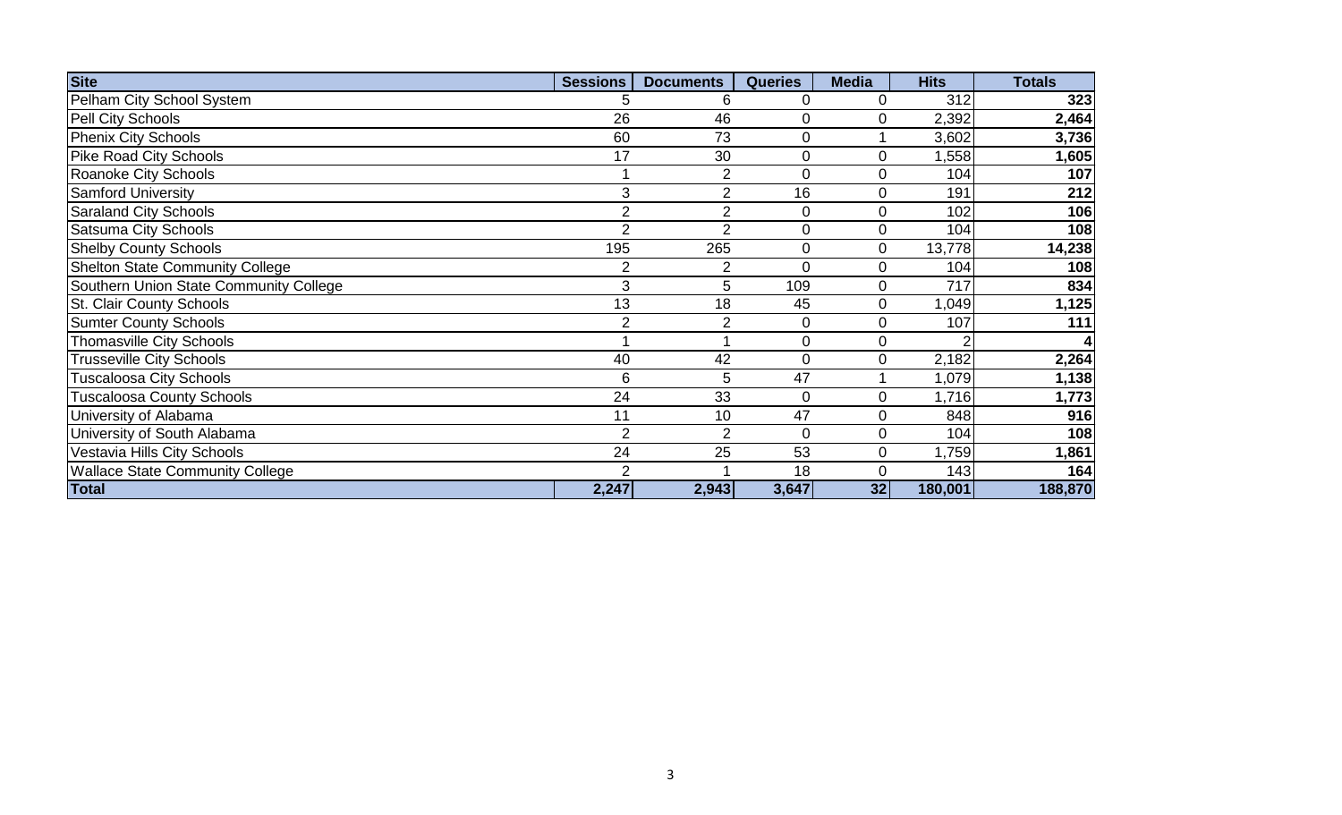| Site | Sessions | Documents | Queries | Media | Hits | Totals |
|---|---|---|---|---|---|---|
| Pelham City School System | 5 | 6 | 0 | 0 | 312 | **323** |
| Pell City Schools | 26 | 46 | 0 | 0 | 2,392 | **2,464** |
| Phenix City Schools | 60 | 73 | 0 | 1 | 3,602 | **3,736** |
| Pike Road City Schools | 17 | 30 | 0 | 0 | 1,558 | **1,605** |
| Roanoke City Schools | 1 | 2 | 0 | 0 | 104 | **107** |
| Samford University | 3 | 2 | 16 | 0 | 191 | **212** |
| Saraland City Schools | 2 | 2 | 0 | 0 | 102 | **106** |
| Satsuma City Schools | 2 | 2 | 0 | 0 | 104 | **108** |
| Shelby County Schools | 195 | 265 | 0 | 0 | 13,778 | **14,238** |
| Shelton State Community College | 2 | 2 | 0 | 0 | 104 | **108** |
| Southern Union State Community College | 3 | 5 | 109 | 0 | 717 | **834** |
| St. Clair County Schools | 13 | 18 | 45 | 0 | 1,049 | **1,125** |
| Sumter County Schools | 2 | 2 | 0 | 0 | 107 | **111** |
| Thomasville City Schools | 1 | 1 | 0 | 0 | 2 | **4** |
| Trusseville City Schools | 40 | 42 | 0 | 0 | 2,182 | **2,264** |
| Tuscaloosa City Schools | 6 | 5 | 47 | 1 | 1,079 | **1,138** |
| Tuscaloosa County Schools | 24 | 33 | 0 | 0 | 1,716 | **1,773** |
| University of Alabama | 11 | 10 | 47 | 0 | 848 | **916** |
| University of South Alabama | 2 | 2 | 0 | 0 | 104 | **108** |
| Vestavia Hills City Schools | 24 | 25 | 53 | 0 | 1,759 | **1,861** |
| Wallace State Community College | 2 | 1 | 18 | 0 | 143 | **164** |
| **Total** | **2,247** | **2,943** | **3,647** | **32** | **180,001** | **188,870** |